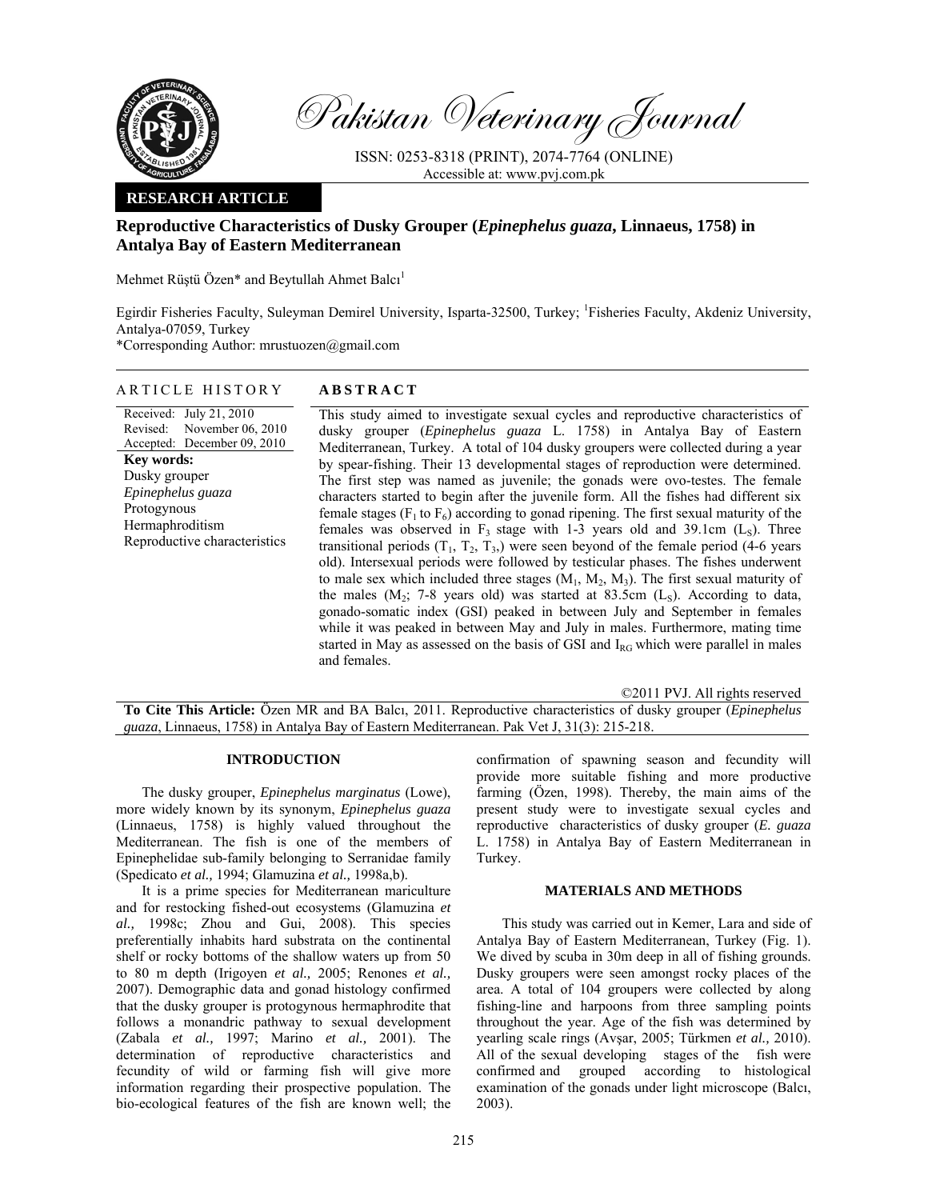# Reproductive Characteristics of Dusky Grouper (*Epinephelus guaza*, Linnaeus, 1758) in Antalya Bay of Eastern Mediterranean

Mehmet Rüştü Özen* and Beytullah Ahmet Balcı[1]

Egirdir Fisheries Faculty, Suleyman Demirel University, Isparta-32500, Turkey; [1]Fisheries Faculty, Akdeniz University, Antalya-07059, Turkey

*Corresponding Author: mrustuozen@gmail.com

## ARTICLE HISTORY

Received: July 21, 2010
Revised: November 06, 2010
Accepted: December 09, 2010

**Key words:**
Dusky grouper
*Epinephelus guaza*
Protogynous
Hermaphroditism
Reproductive characteristics

## ABSTRACT

This study aimed to investigate sexual cycles and reproductive characteristics of dusky grouper (*Epinephelus guaza* L. 1758) in Antalya Bay of Eastern Mediterranean, Turkey. A total of 104 dusky groupers were collected during a year by spear-fishing. Their 13 developmental stages of reproduction were determined. The first step was named as juvenile; the gonads were ovo-testes. The female characters started to begin after the juvenile form. All the fishes had different six female stages ($F_1$ to $F_6$) according to gonad ripening. The first sexual maturity of the females was observed in $F_3$ stage with 1-3 years old and 39.1cm ($L_S$). Three transitional periods ($T_1$, $T_2$, $T_3$,) were seen beyond of the female period (4-6 years old). Intersexual periods were followed by testicular phases. The fishes underwent to male sex which included three stages ($M_1$, $M_2$, $M_3$). The first sexual maturity of the males ($M_2$; 7-8 years old) was started at 83.5cm ($L_S$). According to data, gonado-somatic index (GSI) peaked in between July and September in females while it was peaked in between May and July in males. Furthermore, mating time started in May as assessed on the basis of GSI and $I_{RG}$ which were parallel in males and females.

©2011 PVJ. All rights reserved

**To Cite This Article:** Özen MR and BA Balcı, 2011. Reproductive characteristics of dusky grouper (*Epinephelus guaza*, Linnaeus, 1758) in Antalya Bay of Eastern Mediterranean. Pak Vet J, 31(3): 215-218.

## INTRODUCTION

The dusky grouper, *Epinephelus marginatus* (Lowe), more widely known by its synonym, *Epinephelus guaza* (Linnaeus, 1758) is highly valued throughout the Mediterranean. The fish is one of the members of Epinephelidae sub-family belonging to Serranidae family (Spedicato *et al.,* 1994; Glamuzina *et al.,* 1998a,b).

It is a prime species for Mediterranean mariculture and for restocking fished-out ecosystems (Glamuzina *et al.,* 1998c; Zhou and Gui, 2008). This species preferentially inhabits hard substrata on the continental shelf or rocky bottoms of the shallow waters up from 50 to 80 m depth (Irigoyen *et al.,* 2005; Renones *et al.,* 2007). Demographic data and gonad histology confirmed that the dusky grouper is protogynous hermaphrodite that follows a monandric pathway to sexual development (Zabala *et al.,* 1997; Marino *et al.,* 2001). The determination of reproductive characteristics and fecundity of wild or farming fish will give more information regarding their prospective population. The bio-ecological features of the fish are known well; the confirmation of spawning season and fecundity will provide more suitable fishing and more productive farming (Özen, 1998). Thereby, the main aims of the present study were to investigate sexual cycles and reproductive characteristics of dusky grouper (*E. guaza* L. 1758) in Antalya Bay of Eastern Mediterranean in Turkey.

## MATERIALS AND METHODS

This study was carried out in Kemer, Lara and side of Antalya Bay of Eastern Mediterranean, Turkey (Fig. 1). We dived by scuba in 30m deep in all of fishing grounds. Dusky groupers were seen amongst rocky places of the area. A total of 104 groupers were collected by along fishing-line and harpoons from three sampling points throughout the year. Age of the fish was determined by yearling scale rings (Avşar, 2005; Türkmen *et al.,* 2010). All of the sexual developing stages of the fish were confirmed and grouped according to histological examination of the gonads under light microscope (Balcı, 2003).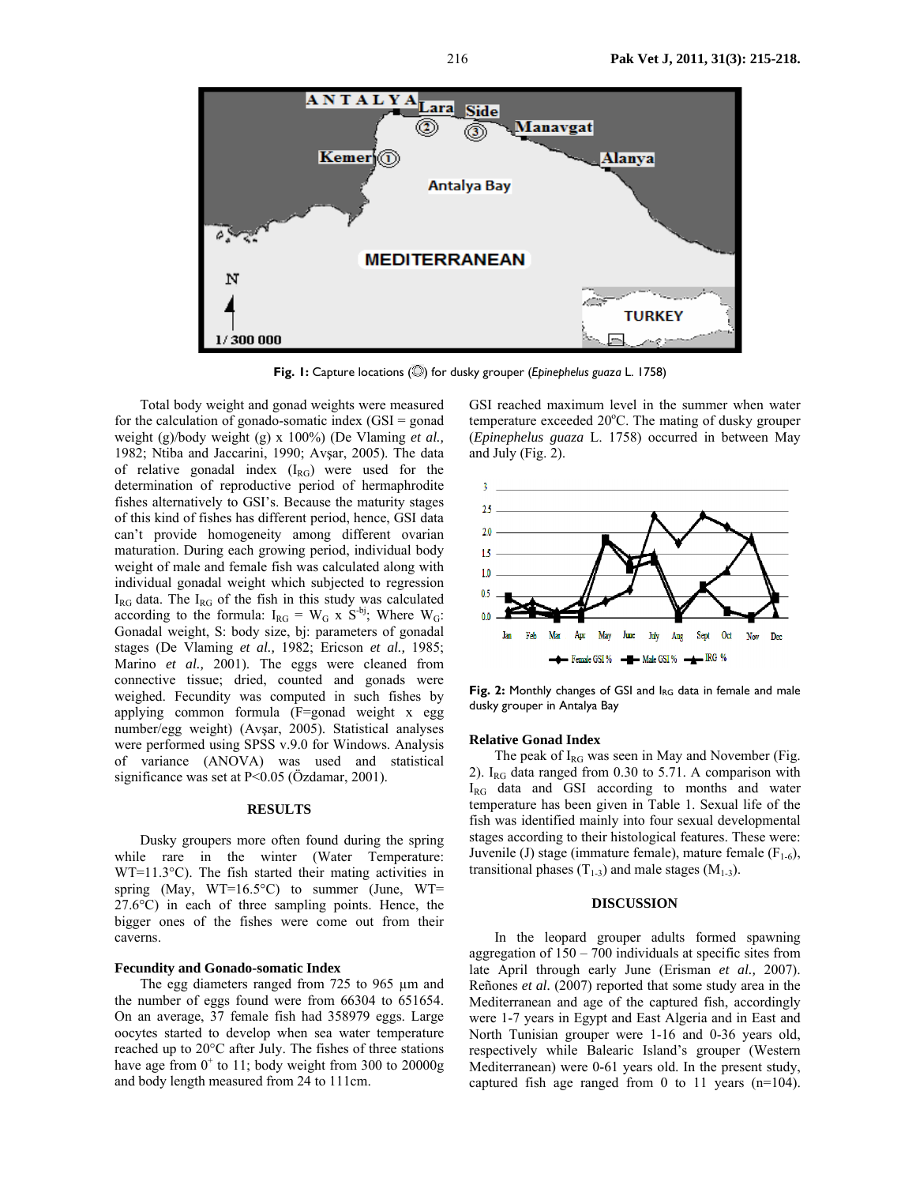Fig. 1: Capture locations (◎) for dusky grouper (*Epinephelus guaza* L. 1758)

Total body weight and gonad weights were measured for the calculation of gonado-somatic index (GSI = gonad weight (g)/body weight (g) x 100%) (De Vlaming *et al.,* 1982; Ntiba and Jaccarini, 1990; Avşar, 2005). The data of relative gonadal index ($I_{RG}$) were used for the determination of reproductive period of hermaphrodite fishes alternatively to GSI's. Because the maturity stages of this kind of fishes has different period, hence, GSI data can't provide homogeneity among different ovarian maturation. During each growing period, individual body weight of male and female fish was calculated along with individual gonadal weight which subjected to regression $I_{RG}$ data. The $I_{RG}$ of the fish in this study was calculated according to the formula: $I_{RG} = W_G \times S^{-bj}$; Where $W_G$: Gonadal weight, S: body size, bj: parameters of gonadal stages (De Vlaming *et al.,* 1982; Ericson *et al.,* 1985; Marino *et al.,* 2001). The eggs were cleaned from connective tissue; dried, counted and gonads were weighed. Fecundity was computed in such fishes by applying common formula (F=gonad weight x egg number/egg weight) (Avşar, 2005). Statistical analyses were performed using SPSS v.9.0 for Windows. Analysis of variance (ANOVA) was used and statistical significance was set at P<0.05 (Özdamar, 2001).

## RESULTS

Dusky groupers more often found during the spring while rare in the winter (Water Temperature: WT=11.3°C). The fish started their mating activities in spring (May, WT=16.5°C) to summer (June, WT= 27.6°C) in each of three sampling points. Hence, the bigger ones of the fishes were come out from their caverns.

### Fecundity and Gonado-somatic Index

The egg diameters ranged from 725 to 965 µm and the number of eggs found were from 66304 to 651654. On an average, 37 female fish had 358979 eggs. Large oocytes started to develop when sea water temperature reached up to 20°C after July. The fishes of three stations have age from $0^+$ to 11; body weight from 300 to 20000g and body length measured from 24 to 111cm.

GSI reached maximum level in the summer when water temperature exceeded 20°C. The mating of dusky grouper (*Epinephelus guaza* L. 1758) occurred in between May and July (Fig. 2).

Fig. 2: Monthly changes of GSI and $I_{RG}$ data in female and male dusky grouper in Antalya Bay

### Relative Gonad Index

The peak of $I_{RG}$ was seen in May and November (Fig. 2). $I_{RG}$ data ranged from 0.30 to 5.71. A comparison with $I_{RG}$ data and GSI according to months and water temperature has been given in Table 1. Sexual life of the fish was identified mainly into four sexual developmental stages according to their histological features. These were: Juvenile (J) stage (immature female), mature female ($F_{1-6}$), transitional phases ($T_{1-3}$) and male stages ($M_{1-3}$).

## DISCUSSION

In the leopard grouper adults formed spawning aggregation of 150 – 700 individuals at specific sites from late April through early June (Erisman *et al.,* 2007). Reñones *et al.* (2007) reported that some study area in the Mediterranean and age of the captured fish, accordingly were 1-7 years in Egypt and East Algeria and in East and North Tunisian grouper were 1-16 and 0-36 years old, respectively while Balearic Island's grouper (Western Mediterranean) were 0-61 years old. In the present study, captured fish age ranged from 0 to 11 years (n=104).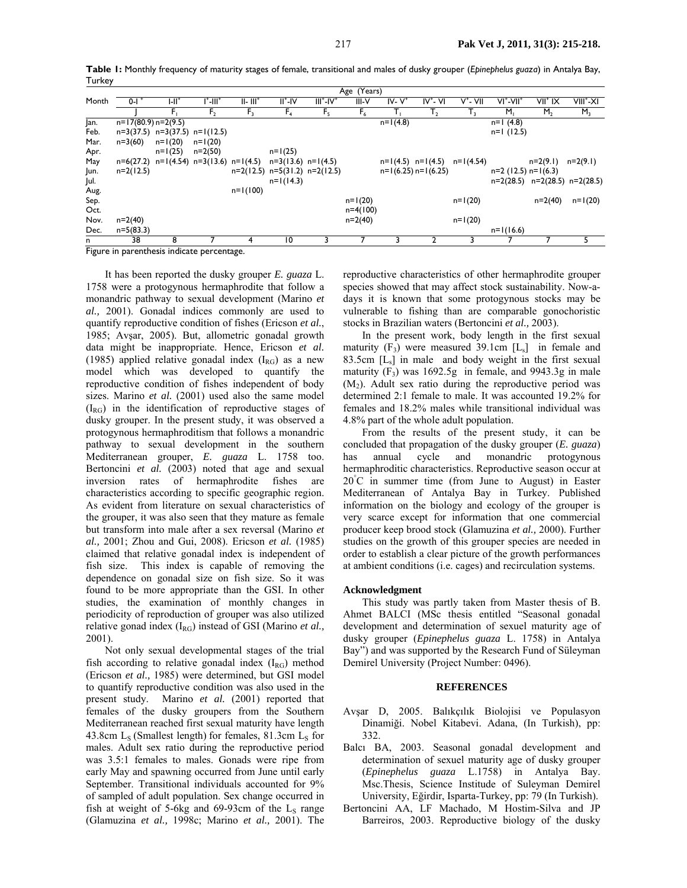**Table 1:** Monthly frequency of maturity stages of female, transitional and males of dusky grouper (*Epinephelus guaza*) in Antalya Bay, Turkey

| Month | Age (Years) | | | | | | | | | | | | |
|---|---|---|---|---|---|---|---|---|---|---|---|---|---|
| | $0\text{-}I^+$ | $I\text{-}II^+$ | $I^+\text{-}III^+$ | $II\text{-}III^+$ | $II^+\text{-}IV$ | $III^+\text{-}IV^+$ | $III\text{-}V$ | $IV\text{-}V^+$ | $IV^+\text{-}VI$ | $V^+\text{-}VII$ | $VI^+\text{-}VII^+$ | $VII^+\ IX$ | $VIII^+\text{-}XI$ |
| | J | $F_1$ | $F_2$ | $F_3$ | $F_4$ | $F_5$ | $F_6$ | $T_1$ | $T_2$ | $T_3$ | $M_1$ | $M_2$ | $M_3$ |
| Jan. | n=17(80.9) | n=2(9.5) | | | | | | n=1(4.8) | | | n=1 (4.8) | | |
| Feb. | n=3(37.5) | n=3(37.5) | n=1(12.5) | | | | | | | | n=1 (12.5) | | |
| Mar. | n=3(60) | n=1(20) | n=1(20) | | | | | | | | | | |
| Apr. | | n=1(25) | n=2(50) | | n=1(25) | | | | | | | | |
| May | n=6(27.2) | n=1(4.54) | n=3(13.6) | n=1(4.5) | n=3(13.6) | n=1(4.5) | | n=1(4.5) | n=1(4.5) | n=1(4.54) | | n=2(9.1) | n=2(9.1) |
| Jun. | n=2(12.5) | | | n=2(12.5) | n=5(31.2) | n=2(12.5) | | n=1(6.25) | n=1(6.25) | | n=2 (12.5) | n=1(6.3) | |
| Jul. | | | | | n=1(14.3) | | | | | | n=2(28.5) | n=2(28.5) | n=2(28.5) |
| Aug. | | | | n=1(100) | | | | | | | | | |
| Sep. | | | | | | | n=1(20) | | | n=1(20) | | n=2(40) | n=1(20) |
| Oct. | | | | | | | n=4(100) | | | | | | |
| Nov. | n=2(40) | | | | | | n=2(40) | | | n=1(20) | | | |
| Dec. | n=5(83.3) | | | | | | | | | | n=1(16.6) | | |
| n | 38 | 8 | 7 | 4 | 10 | 3 | 7 | 3 | 2 | 3 | 7 | 7 | 5 |

Figure in parenthesis indicate percentage.

It has been reported the dusky grouper *E. guaza* L. 1758 were a protogynous hermaphrodite that follow a monandric pathway to sexual development (Marino *et al.,* 2001). Gonadal indices commonly are used to quantify reproductive condition of fishes (Ericson *et al.*, 1985; Avşar, 2005). But, allometric gonadal growth data might be inappropriate. Hence, Ericson *et al.* (1985) applied relative gonadal index ($I_{RG}$) as a new model which was developed to quantify the reproductive condition of fishes independent of body sizes. Marino *et al.* (2001) used also the same model ($I_{RG}$) in the identification of reproductive stages of dusky grouper. In the present study, it was observed a protogynous hermaphroditism that follows a monandric pathway to sexual development in the southern Mediterranean grouper, *E. guaza* L. 1758 too. Bertoncini *et al.* (2003) noted that age and sexual inversion rates of hermaphrodite fishes are characteristics according to specific geographic region. As evident from literature on sexual characteristics of the grouper, it was also seen that they mature as female but transform into male after a sex reversal (Marino *et al.,* 2001; Zhou and Gui, 2008). Ericson *et al.* (1985) claimed that relative gonadal index is independent of fish size. This index is capable of removing the dependence on gonadal size on fish size. So it was found to be more appropriate than the GSI. In other studies, the examination of monthly changes in periodicity of reproduction of grouper was also utilized relative gonad index ($I_{RG}$) instead of GSI (Marino *et al.,* 2001).

Not only sexual developmental stages of the trial fish according to relative gonadal index ($I_{RG}$) method (Ericson *et al.,* 1985) were determined, but GSI model to quantify reproductive condition was also used in the present study. Marino *et al.* (2001) reported that females of the dusky groupers from the Southern Mediterranean reached first sexual maturity have length 43.8cm $L_S$ (Smallest length) for females, 81.3cm $L_S$ for males. Adult sex ratio during the reproductive period was 3.5:1 females to males. Gonads were ripe from early May and spawning occurred from June until early September. Transitional individuals accounted for 9% of sampled of adult population. Sex change occurred in fish at weight of 5-6kg and 69-93cm of the $L_S$ range (Glamuzina *et al.,* 1998c; Marino *et al.,* 2001). The reproductive characteristics of other hermaphrodite grouper species showed that may affect stock sustainability. Now-a-days it is known that some protogynous stocks may be vulnerable to fishing than are comparable gonochoristic stocks in Brazilian waters (Bertoncini *et al.,* 2003).

In the present work, body length in the first sexual maturity ($F_3$) were measured 39.1cm [$L_s$] in female and 83.5cm [$L_s$] in male and body weight in the first sexual maturity ($F_3$) was 1692.5g in female, and 9943.3g in male ($M_2$). Adult sex ratio during the reproductive period was determined 2:1 female to male. It was accounted 19.2% for females and 18.2% males while transitional individual was 4.8% part of the whole adult population.

From the results of the present study, it can be concluded that propagation of the dusky grouper (*E. guaza*) has annual cycle and monandric protogynous hermaphroditic characteristics. Reproductive season occur at 20°C in summer time (from June to August) in Easter Mediterranean of Antalya Bay in Turkey. Published information on the biology and ecology of the grouper is very scarce except for information that one commercial producer keep brood stock (Glamuzina *et al.,* 2000). Further studies on the growth of this grouper species are needed in order to establish a clear picture of the growth performances at ambient conditions (i.e. cages) and recirculation systems.

**Acknowledgment**

This study was partly taken from Master thesis of B. Ahmet BALCI (MSc thesis entitled "Seasonal gonadal development and determination of sexuel maturity age of dusky grouper (*Epinephelus guaza* L. 1758) in Antalya Bay") and was supported by the Research Fund of Süleyman Demirel University (Project Number: 0496).

**REFERENCES**

Avşar D, 2005. Balıkçılık Biolojisi ve Populasyon Dinamiği. Nobel Kitabevi. Adana, (In Turkish), pp: 332.

Balcı BA, 2003. Seasonal gonadal development and determination of sexuel maturity age of dusky grouper (*Epinephelus guaza* L.1758) in Antalya Bay. Msc.Thesis, Science Institude of Suleyman Demirel University, Eğirdir, Isparta-Turkey, pp: 79 (In Turkish).

Bertoncini AA, LF Machado, M Hostim-Silva and JP Barreiros, 2003. Reproductive biology of the dusky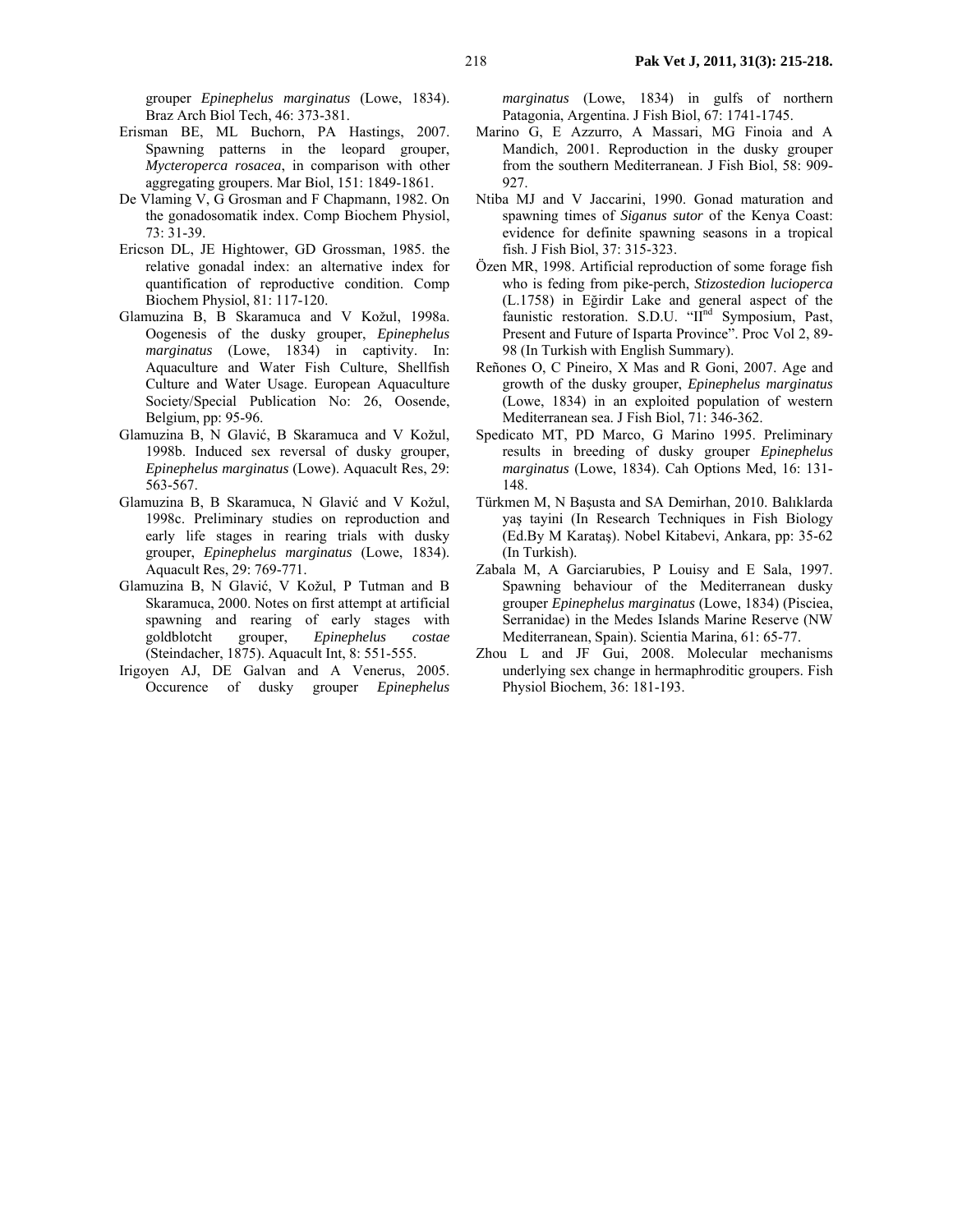grouper *Epinephelus marginatus* (Lowe, 1834). Braz Arch Biol Tech, 46: 373-381.

Erisman BE, ML Buchorn, PA Hastings, 2007. Spawning patterns in the leopard grouper, *Mycteroperca rosacea*, in comparison with other aggregating groupers. Mar Biol, 151: 1849-1861.

De Vlaming V, G Grosman and F Chapmann, 1982. On the gonadosomatik index. Comp Biochem Physiol, 73: 31-39.

Ericson DL, JE Hightower, GD Grossman, 1985. the relative gonadal index: an alternative index for quantification of reproductive condition. Comp Biochem Physiol, 81: 117-120.

Glamuzina B, B Skaramuca and V Kožul, 1998a. Oogenesis of the dusky grouper, *Epinephelus marginatus* (Lowe, 1834) in captivity. In: Aquaculture and Water Fish Culture, Shellfish Culture and Water Usage. European Aquaculture Society/Special Publication No: 26, Oosende, Belgium, pp: 95-96.

Glamuzina B, N Glavić, B Skaramuca and V Kožul, 1998b. Induced sex reversal of dusky grouper, *Epinephelus marginatus* (Lowe). Aquacult Res, 29: 563-567.

Glamuzina B, B Skaramuca, N Glavić and V Kožul, 1998c. Preliminary studies on reproduction and early life stages in rearing trials with dusky grouper, *Epinephelus marginatus* (Lowe, 1834). Aquacult Res, 29: 769-771.

Glamuzina B, N Glavić, V Kožul, P Tutman and B Skaramuca, 2000. Notes on first attempt at artificial spawning and rearing of early stages with goldblotcht grouper, *Epinephelus costae* (Steindacher, 1875). Aquacult Int, 8: 551-555.

Irigoyen AJ, DE Galvan and A Venerus, 2005. Occurence of dusky grouper *Epinephelus marginatus* (Lowe, 1834) in gulfs of northern Patagonia, Argentina. J Fish Biol, 67: 1741-1745.

Marino G, E Azzurro, A Massari, MG Finoia and A Mandich, 2001. Reproduction in the dusky grouper from the southern Mediterranean. J Fish Biol, 58: 909-927.

Ntiba MJ and V Jaccarini, 1990. Gonad maturation and spawning times of *Siganus sutor* of the Kenya Coast: evidence for definite spawning seasons in a tropical fish. J Fish Biol, 37: 315-323.

Özen MR, 1998. Artificial reproduction of some forage fish who is feding from pike-perch, *Stizostedion lucioperca* (L.1758) in Eğirdir Lake and general aspect of the faunistic restoration. S.D.U. "II[nd] Symposium, Past, Present and Future of Isparta Province". Proc Vol 2, 89-98 (In Turkish with English Summary).

Reñones O, C Pineiro, X Mas and R Goni, 2007. Age and growth of the dusky grouper, *Epinephelus marginatus* (Lowe, 1834) in an exploited population of western Mediterranean sea. J Fish Biol, 71: 346-362.

Spedicato MT, PD Marco, G Marino 1995. Preliminary results in breeding of dusky grouper *Epinephelus marginatus* (Lowe, 1834). Cah Options Med, 16: 131-148.

Türkmen M, N Başusta and SA Demirhan, 2010. Balıklarda yaş tayini (In Research Techniques in Fish Biology (Ed.By M Karataş). Nobel Kitabevi, Ankara, pp: 35-62 (In Turkish).

Zabala M, A Garciarubies, P Louisy and E Sala, 1997. Spawning behaviour of the Mediterranean dusky grouper *Epinephelus marginatus* (Lowe, 1834) (Pisciea, Serranidae) in the Medes Islands Marine Reserve (NW Mediterranean, Spain). Scientia Marina, 61: 65-77.

Zhou L and JF Gui, 2008. Molecular mechanisms underlying sex change in hermaphroditic groupers. Fish Physiol Biochem, 36: 181-193.